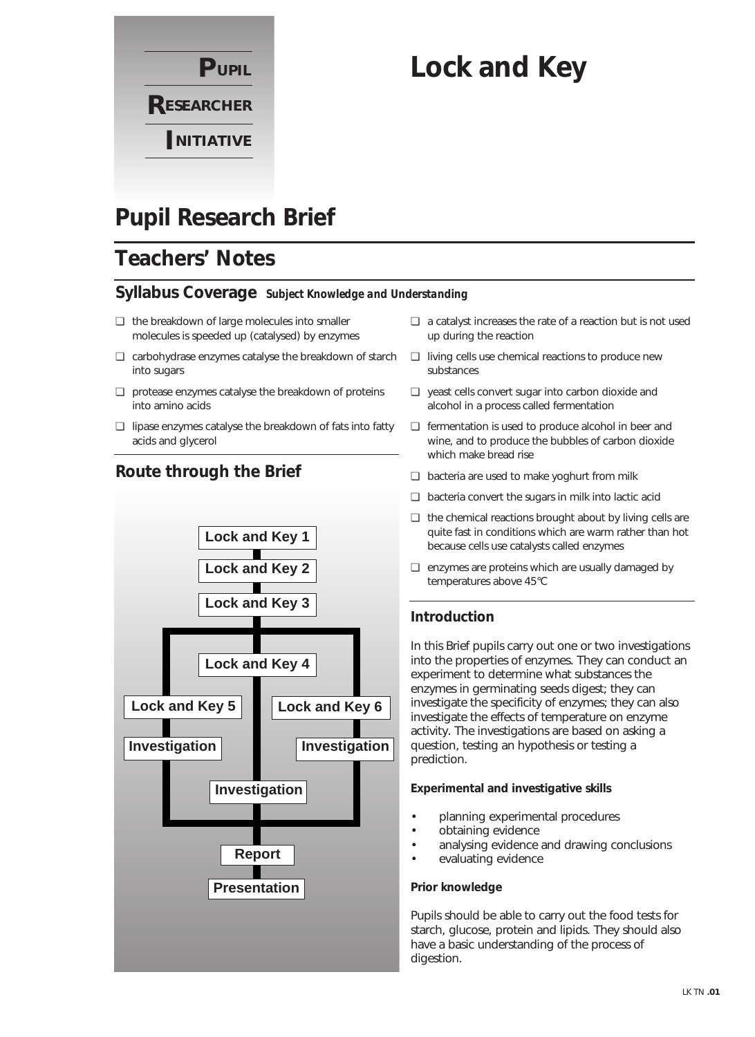**PUPIL RESEARCHER INITIATIVE**

# Lock and Key

## Pupil Research Brief

## Teachers' Notes

### Syllabus Coverage *Subject Knowledge and Understanding*

- ❑ the breakdown of large molecules into smaller molecules is speeded up (catalysed) by enzymes
- ❑ carbohydrase enzymes catalyse the breakdown of starch into sugars
- ❑ protease enzymes catalyse the breakdown of proteins into amino acids
- ❑ lipase enzymes catalyse the breakdown of fats into fatty acids and glycerol
- ❑ a catalyst increases the rate of a reaction but is not used up during the reaction
- ❑ living cells use chemical reactions to produce new substances
- ❑ yeast cells convert sugar into carbon dioxide and alcohol in a process called fermentation
- ❑ fermentation is used to produce alcohol in beer and wine, and to produce the bubbles of carbon dioxide which make bread rise
- ❑ bacteria are used to make yoghurt from milk
- ❑ bacteria convert the sugars in milk into lactic acid
- ❑ the chemical reactions brought about by living cells are quite fast in conditions which are warm rather than hot because cells use catalysts called enzymes
- ❑ enzymes are proteins which are usually damaged by temperatures above 45°C

### Route through the Brief

Lock and Key 1 → Lock and Key 2 → Lock and Key 3 → then one of three branches:

- Lock and Key 5 → Investigation
- Lock and Key 4 → Investigation
- Lock and Key 6 → Investigation

→ Report → Presentation

### Introduction

In this Brief pupils carry out one or two investigations into the properties of enzymes. They can conduct an experiment to determine what substances the enzymes in germinating seeds digest; they can investigate the specificity of enzymes; they can also investigate the effects of temperature on enzyme activity. The investigations are based on asking a question, testing an hypothesis or testing a prediction.

#### Experimental and investigative skills

- planning experimental procedures
- obtaining evidence
- analysing evidence and drawing conclusions
- evaluating evidence

#### Prior knowledge

Pupils should be able to carry out the food tests for starch, glucose, protein and lipids. They should also have a basic understanding of the process of digestion.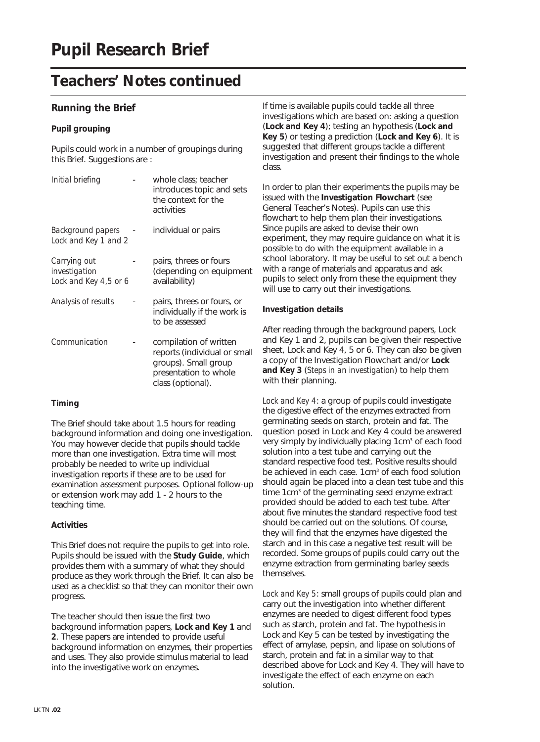# Pupil Research Brief

## Teachers' Notes continued

### Running the Brief

**Pupil grouping**

Pupils could work in a number of groupings during this Brief. Suggestions are :

| | | |
|---|---|---|
| *Initial briefing* | - | whole class; teacher introduces topic and sets the context for the activities |
| *Background papers Lock and Key 1 and 2* | - | individual or pairs |
| *Carrying out investigation Lock and Key 4,5 or 6* | - | pairs, threes or fours (depending on equipment availability) |
| *Analysis of results* | - | pairs, threes or fours, or individually if the work is to be assessed |
| *Communication* | - | compilation of written reports (individual or small groups). Small group presentation to whole class (optional). |

**Timing**

The Brief should take about 1.5 hours for reading background information and doing one investigation. You may however decide that pupils should tackle more than one investigation. Extra time will most probably be needed to write up individual investigation reports if these are to be used for examination assessment purposes. Optional follow-up or extension work may add 1 - 2 hours to the teaching time.

**Activities**

This Brief does not require the pupils to get into role. Pupils should be issued with the **Study Guide**, which provides them with a summary of what they should produce as they work through the Brief. It can also be used as a checklist so that they can monitor their own progress.

The teacher should then issue the first two background information papers, **Lock and Key 1** and **2**. These papers are intended to provide useful background information on enzymes, their properties and uses. They also provide stimulus material to lead into the investigative work on enzymes.

If time is available pupils could tackle all three investigations which are based on: asking a question (**Lock and Key 4**); testing an hypothesis (**Lock and Key 5**) or testing a prediction (**Lock and Key 6**). It is suggested that different groups tackle a different investigation and present their findings to the whole class.

In order to plan their experiments the pupils may be issued with the **Investigation Flowchart** (see General Teacher's Notes). Pupils can use this flowchart to help them plan their investigations. Since pupils are asked to devise their own experiment, they may require guidance on what it is possible to do with the equipment available in a school laboratory. It may be useful to set out a bench with a range of materials and apparatus and ask pupils to select only from these the equipment they will use to carry out their investigations.

**Investigation details**

After reading through the background papers, Lock and Key 1 and 2, pupils can be given their respective sheet, Lock and Key 4, 5 or 6. They can also be given a copy of the Investigation Flowchart and/or **Lock and Key 3** (*Steps in an investigation*) to help them with their planning.

*Lock and Key 4*: a group of pupils could investigate the digestive effect of the enzymes extracted from germinating seeds on starch, protein and fat. The question posed in Lock and Key 4 could be answered very simply by individually placing 1cm$^3$ of each food solution into a test tube and carrying out the standard respective food test. Positive results should be achieved in each case. 1cm$^3$ of each food solution should again be placed into a clean test tube and this time 1cm$^3$ of the germinating seed enzyme extract provided should be added to each test tube. After about five minutes the standard respective food test should be carried out on the solutions. Of course, they will find that the enzymes have digested the starch and in this case a negative test result will be recorded. Some groups of pupils could carry out the enzyme extraction from germinating barley seeds themselves.

*Lock and Key 5*: small groups of pupils could plan and carry out the investigation into whether different enzymes are needed to digest different food types such as starch, protein and fat. The hypothesis in Lock and Key 5 can be tested by investigating the effect of amylase, pepsin, and lipase on solutions of starch, protein and fat in a similar way to that described above for Lock and Key 4. They will have to investigate the effect of each enzyme on each solution.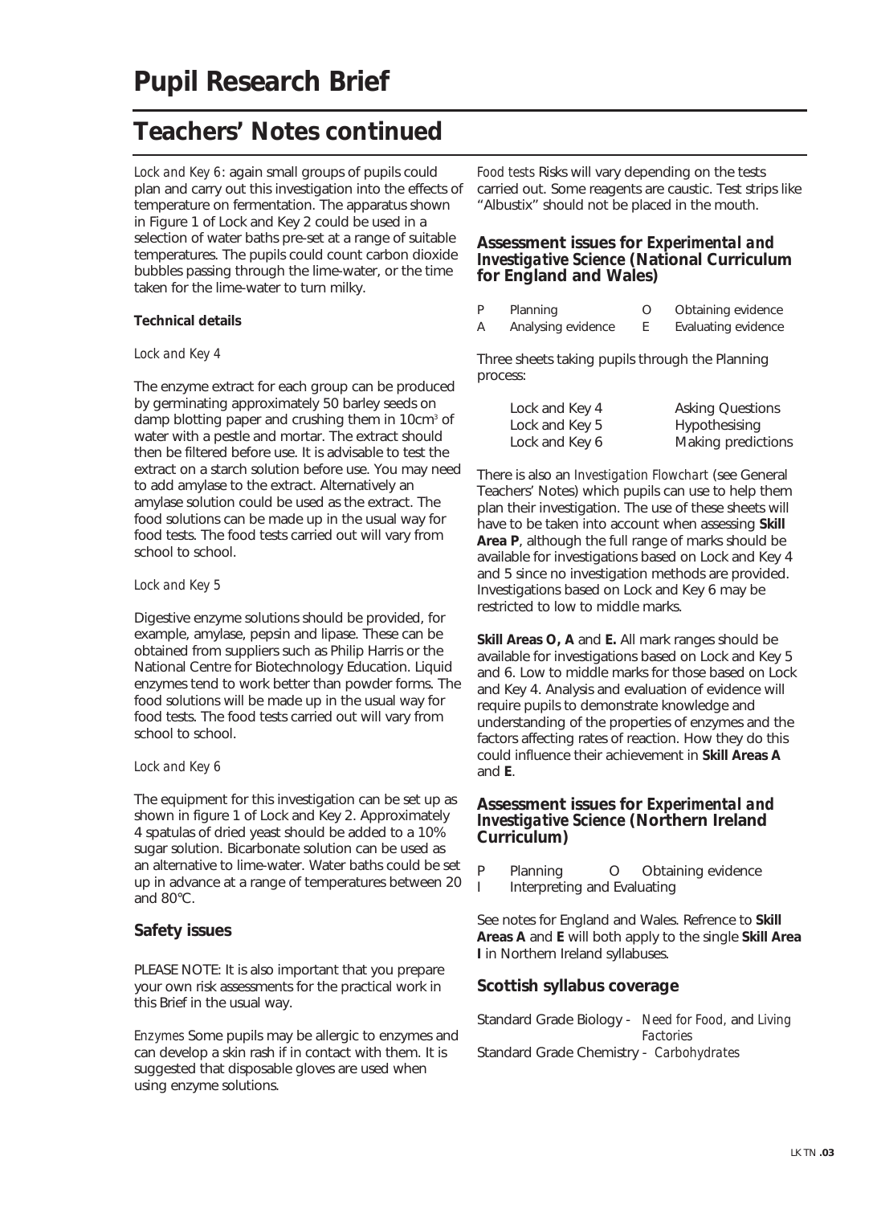# Pupil Research Brief

## Teachers' Notes continued

*Lock and Key 6*: again small groups of pupils could plan and carry out this investigation into the effects of temperature on fermentation. The apparatus shown in Figure 1 of Lock and Key 2 could be used in a selection of water baths pre-set at a range of suitable temperatures. The pupils could count carbon dioxide bubbles passing through the lime-water, or the time taken for the lime-water to turn milky.

**Technical details**

*Lock and Key 4*

The enzyme extract for each group can be produced by germinating approximately 50 barley seeds on damp blotting paper and crushing them in 10cm$^3$ of water with a pestle and mortar. The extract should then be filtered before use. It is advisable to test the extract on a starch solution before use. You may need to add amylase to the extract. Alternatively an amylase solution could be used as the extract. The food solutions can be made up in the usual way for food tests. The food tests carried out will vary from school to school.

*Lock and Key 5*

Digestive enzyme solutions should be provided, for example, amylase, pepsin and lipase. These can be obtained from suppliers such as Philip Harris or the National Centre for Biotechnology Education. Liquid enzymes tend to work better than powder forms. The food solutions will be made up in the usual way for food tests. The food tests carried out will vary from school to school.

*Lock and Key 6*

The equipment for this investigation can be set up as shown in figure 1 of Lock and Key 2. Approximately 4 spatulas of dried yeast should be added to a 10% sugar solution. Bicarbonate solution can be used as an alternative to lime-water. Water baths could be set up in advance at a range of temperatures between 20 and 80°C.

### Safety issues

PLEASE NOTE: It is also important that you prepare your own risk assessments for the practical work in this Brief in the usual way.

*Enzymes* Some pupils may be allergic to enzymes and can develop a skin rash if in contact with them. It is suggested that disposable gloves are used when using enzyme solutions.

*Food tests* Risks will vary depending on the tests carried out. Some reagents are caustic. Test strips like "Albustix" should not be placed in the mouth.

### Assessment issues for *Experimental and Investigative Science* (National Curriculum for England and Wales)

| | | | |
|---|---|---|---|
| P | Planning | O | Obtaining evidence |
| A | Analysing evidence | E | Evaluating evidence |

Three sheets taking pupils through the Planning process:

| | |
|---|---|
| Lock and Key 4 | Asking Questions |
| Lock and Key 5 | Hypothesising |
| Lock and Key 6 | Making predictions |

There is also an *Investigation Flowchart* (see General Teachers' Notes) which pupils can use to help them plan their investigation. The use of these sheets will have to be taken into account when assessing **Skill Area P**, although the full range of marks should be available for investigations based on Lock and Key 4 and 5 since no investigation methods are provided. Investigations based on Lock and Key 6 may be restricted to low to middle marks.

**Skill Areas O, A** and **E.** All mark ranges should be available for investigations based on Lock and Key 5 and 6. Low to middle marks for those based on Lock and Key 4. Analysis and evaluation of evidence will require pupils to demonstrate knowledge and understanding of the properties of enzymes and the factors affecting rates of reaction. How they do this could influence their achievement in **Skill Areas A** and **E**.

### Assessment issues for *Experimental and Investigative Science* (Northern Ireland Curriculum)

P Planning O Obtaining evidence
I Interpreting and Evaluating

See notes for England and Wales. Refrence to **Skill Areas A** and **E** will both apply to the single **Skill Area I** in Northern Ireland syllabuses.

### Scottish syllabus coverage

Standard Grade Biology - *Need for Food*, and *Living Factories*
Standard Grade Chemistry - *Carbohydrates*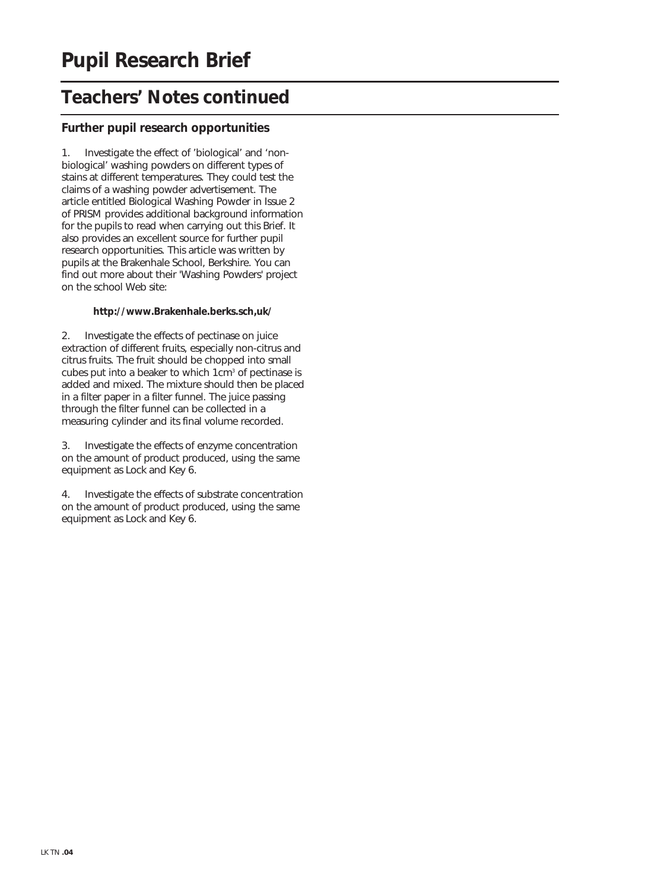# Pupil Research Brief

## Teachers' Notes continued

### Further pupil research opportunities

1. Investigate the effect of 'biological' and 'non-biological' washing powders on different types of stains at different temperatures. They could test the claims of a washing powder advertisement. The article entitled Biological Washing Powder in Issue 2 of PRISM provides additional background information for the pupils to read when carrying out this Brief. It also provides an excellent source for further pupil research opportunities. This article was written by pupils at the Brakenhale School, Berkshire. You can find out more about their 'Washing Powders' project on the school Web site:

   **http://www.Brakenhale.berks.sch,uk/**

2. Investigate the effects of pectinase on juice extraction of different fruits, especially non-citrus and citrus fruits. The fruit should be chopped into small cubes put into a beaker to which 1cm$^3$ of pectinase is added and mixed. The mixture should then be placed in a filter paper in a filter funnel. The juice passing through the filter funnel can be collected in a measuring cylinder and its final volume recorded.

3. Investigate the effects of enzyme concentration on the amount of product produced, using the same equipment as Lock and Key 6.

4. Investigate the effects of substrate concentration on the amount of product produced, using the same equipment as Lock and Key 6.